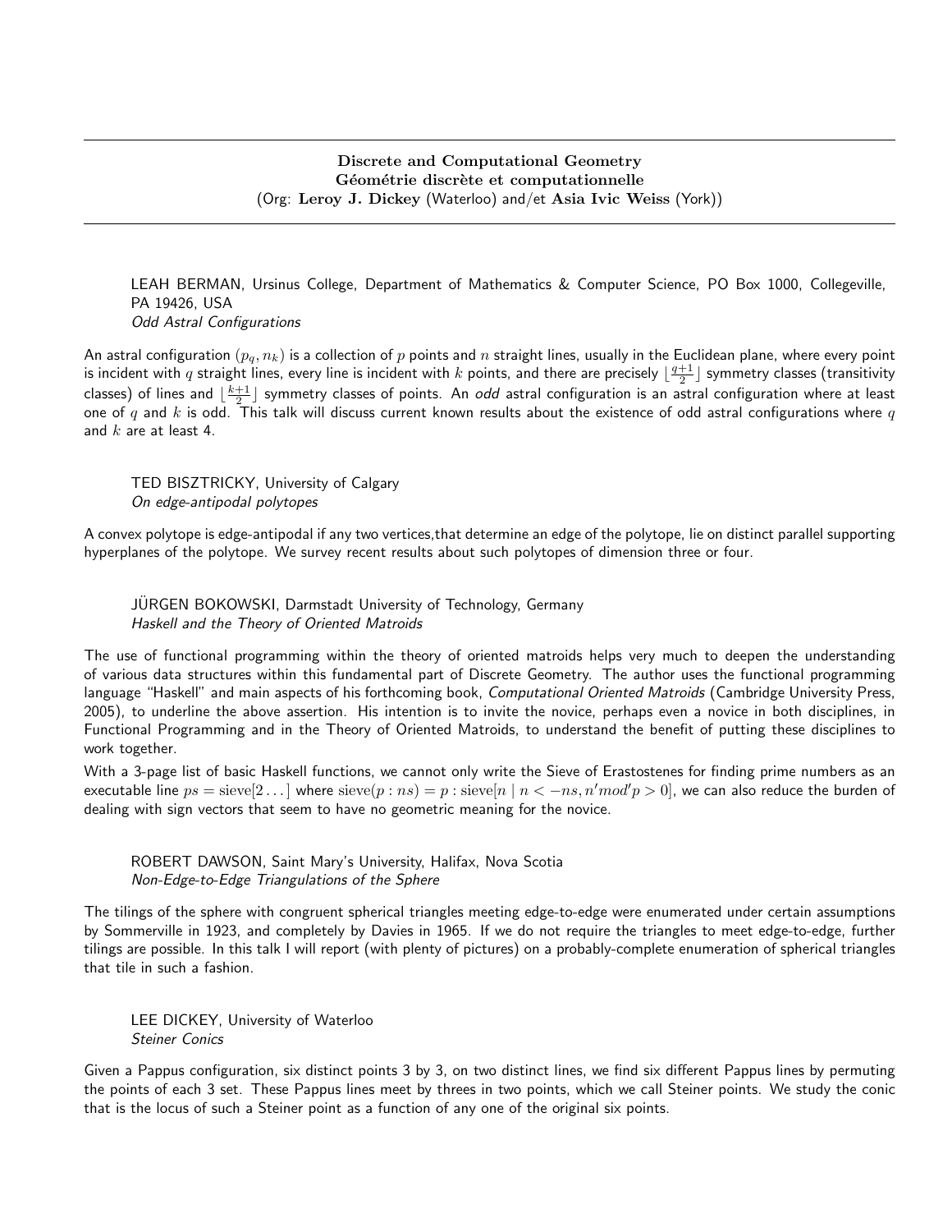**Discrete and Computational Geometry**
**Géométrie discrète et computationnelle**
(Org: **Leroy J. Dickey** (Waterloo) and/et **Asia Ivic Weiss** (York))

LEAH BERMAN, Ursinus College, Department of Mathematics & Computer Science, PO Box 1000, Collegeville, PA 19426, USA
*Odd Astral Configurations*

An astral configuration $(p_q, n_k)$ is a collection of $p$ points and $n$ straight lines, usually in the Euclidean plane, where every point is incident with $q$ straight lines, every line is incident with $k$ points, and there are precisely $\lfloor \frac{q+1}{2} \rfloor$ symmetry classes (transitivity classes) of lines and $\lfloor \frac{k+1}{2} \rfloor$ symmetry classes of points. An *odd* astral configuration is an astral configuration where at least one of $q$ and $k$ is odd. This talk will discuss current known results about the existence of odd astral configurations where $q$ and $k$ are at least 4.

TED BISZTRICKY, University of Calgary
*On edge-antipodal polytopes*

A convex polytope is edge-antipodal if any two vertices,that determine an edge of the polytope, lie on distinct parallel supporting hyperplanes of the polytope. We survey recent results about such polytopes of dimension three or four.

JÜRGEN BOKOWSKI, Darmstadt University of Technology, Germany
*Haskell and the Theory of Oriented Matroids*

The use of functional programming within the theory of oriented matroids helps very much to deepen the understanding of various data structures within this fundamental part of Discrete Geometry. The author uses the functional programming language "Haskell" and main aspects of his forthcoming book, *Computational Oriented Matroids* (Cambridge University Press, 2005), to underline the above assertion. His intention is to invite the novice, perhaps even a novice in both disciplines, in Functional Programming and in the Theory of Oriented Matroids, to understand the benefit of putting these disciplines to work together.

With a 3-page list of basic Haskell functions, we cannot only write the Sieve of Erastostenes for finding prime numbers as an executable line $ps = \mathrm{sieve}[2\ldots]$ where $\mathrm{sieve}(p : ns) = p : \mathrm{sieve}[n \mid n < -ns, n' mod' p > 0]$, we can also reduce the burden of dealing with sign vectors that seem to have no geometric meaning for the novice.

ROBERT DAWSON, Saint Mary's University, Halifax, Nova Scotia
*Non-Edge-to-Edge Triangulations of the Sphere*

The tilings of the sphere with congruent spherical triangles meeting edge-to-edge were enumerated under certain assumptions by Sommerville in 1923, and completely by Davies in 1965. If we do not require the triangles to meet edge-to-edge, further tilings are possible. In this talk I will report (with plenty of pictures) on a probably-complete enumeration of spherical triangles that tile in such a fashion.

LEE DICKEY, University of Waterloo
*Steiner Conics*

Given a Pappus configuration, six distinct points 3 by 3, on two distinct lines, we find six different Pappus lines by permuting the points of each 3 set. These Pappus lines meet by threes in two points, which we call Steiner points. We study the conic that is the locus of such a Steiner point as a function of any one of the original six points.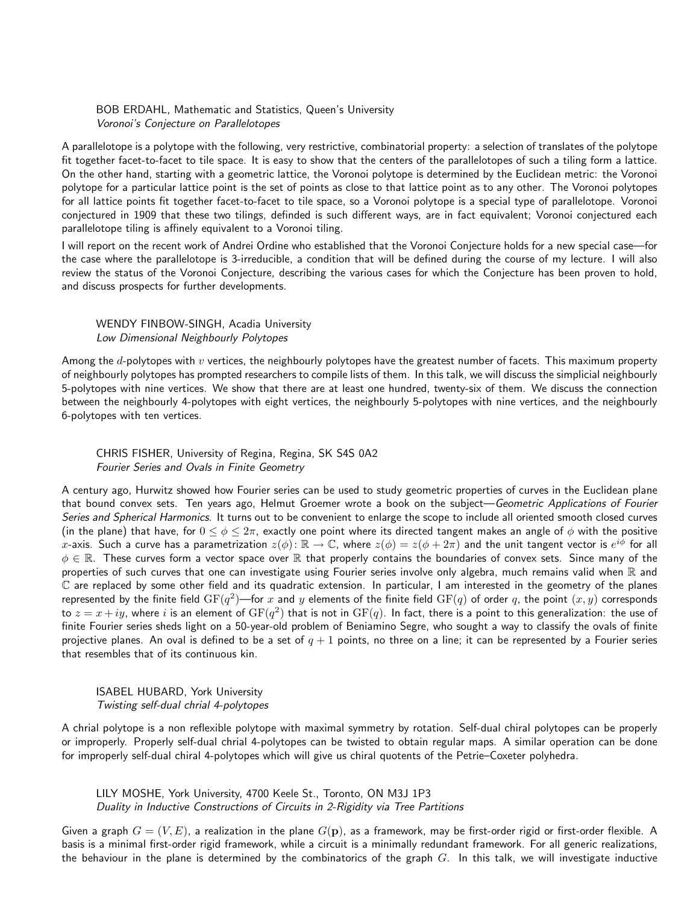BOB ERDAHL, Mathematic and Statistics, Queen's University
*Voronoi's Conjecture on Parallelotopes*

A parallelotope is a polytope with the following, very restrictive, combinatorial property: a selection of translates of the polytope fit together facet-to-facet to tile space. It is easy to show that the centers of the parallelotopes of such a tiling form a lattice. On the other hand, starting with a geometric lattice, the Voronoi polytope is determined by the Euclidean metric: the Voronoi polytope for a particular lattice point is the set of points as close to that lattice point as to any other. The Voronoi polytopes for all lattice points fit together facet-to-facet to tile space, so a Voronoi polytope is a special type of parallelotope. Voronoi conjectured in 1909 that these two tilings, definded is such different ways, are in fact equivalent; Voronoi conjectured each parallelotope tiling is affinely equivalent to a Voronoi tiling.

I will report on the recent work of Andrei Ordine who established that the Voronoi Conjecture holds for a new special case—for the case where the parallelotope is 3-irreducible, a condition that will be defined during the course of my lecture. I will also review the status of the Voronoi Conjecture, describing the various cases for which the Conjecture has been proven to hold, and discuss prospects for further developments.

WENDY FINBOW-SINGH, Acadia University
*Low Dimensional Neighbourly Polytopes*

Among the $d$-polytopes with $v$ vertices, the neighbourly polytopes have the greatest number of facets. This maximum property of neighbourly polytopes has prompted researchers to compile lists of them. In this talk, we will discuss the simplicial neighbourly 5-polytopes with nine vertices. We show that there are at least one hundred, twenty-six of them. We discuss the connection between the neighbourly 4-polytopes with eight vertices, the neighbourly 5-polytopes with nine vertices, and the neighbourly 6-polytopes with ten vertices.

CHRIS FISHER, University of Regina, Regina, SK S4S 0A2
*Fourier Series and Ovals in Finite Geometry*

A century ago, Hurwitz showed how Fourier series can be used to study geometric properties of curves in the Euclidean plane that bound convex sets. Ten years ago, Helmut Groemer wrote a book on the subject—*Geometric Applications of Fourier Series and Spherical Harmonics*. It turns out to be convenient to enlarge the scope to include all oriented smooth closed curves (in the plane) that have, for $0 \le \phi \le 2\pi$, exactly one point where its directed tangent makes an angle of $\phi$ with the positive $x$-axis. Such a curve has a parametrization $z(\phi)\colon \mathbb{R} \to \mathbb{C}$, where $z(\phi) = z(\phi + 2\pi)$ and the unit tangent vector is $e^{i\phi}$ for all $\phi \in \mathbb{R}$. These curves form a vector space over $\mathbb{R}$ that properly contains the boundaries of convex sets. Since many of the properties of such curves that one can investigate using Fourier series involve only algebra, much remains valid when $\mathbb{R}$ and $\mathbb{C}$ are replaced by some other field and its quadratic extension. In particular, I am interested in the geometry of the planes represented by the finite field $\mathrm{GF}(q^2)$—for $x$ and $y$ elements of the finite field $\mathrm{GF}(q)$ of order $q$, the point $(x, y)$ corresponds to $z = x + iy$, where $i$ is an element of $\mathrm{GF}(q^2)$ that is not in $\mathrm{GF}(q)$. In fact, there is a point to this generalization: the use of finite Fourier series sheds light on a 50-year-old problem of Beniamino Segre, who sought a way to classify the ovals of finite projective planes. An oval is defined to be a set of $q + 1$ points, no three on a line; it can be represented by a Fourier series that resembles that of its continuous kin.

ISABEL HUBARD, York University
*Twisting self-dual chrial 4-polytopes*

A chrial polytope is a non reflexible polytope with maximal symmetry by rotation. Self-dual chiral polytopes can be properly or improperly. Properly self-dual chrial 4-polytopes can be twisted to obtain regular maps. A similar operation can be done for improperly self-dual chiral 4-polytopes which will give us chiral quotents of the Petrie–Coxeter polyhedra.

LILY MOSHE, York University, 4700 Keele St., Toronto, ON M3J 1P3
*Duality in Inductive Constructions of Circuits in 2-Rigidity via Tree Partitions*

Given a graph $G = (V, E)$, a realization in the plane $G(\mathbf{p})$, as a framework, may be first-order rigid or first-order flexible. A basis is a minimal first-order rigid framework, while a circuit is a minimally redundant framework. For all generic realizations, the behaviour in the plane is determined by the combinatorics of the graph $G$. In this talk, we will investigate inductive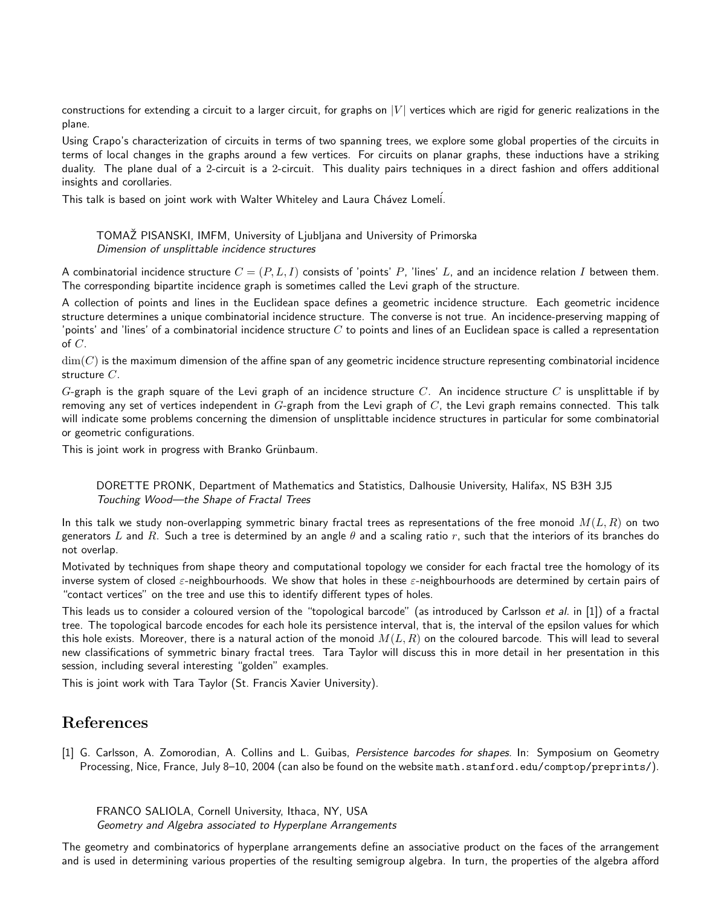constructions for extending a circuit to a larger circuit, for graphs on $|V|$ vertices which are rigid for generic realizations in the plane.

Using Crapo's characterization of circuits in terms of two spanning trees, we explore some global properties of the circuits in terms of local changes in the graphs around a few vertices. For circuits on planar graphs, these inductions have a striking duality. The plane dual of a 2-circuit is a 2-circuit. This duality pairs techniques in a direct fashion and offers additional insights and corollaries.

This talk is based on joint work with Walter Whiteley and Laura Chávez Lomelí.

TOMAŽ PISANSKI, IMFM, University of Ljubljana and University of Primorska
*Dimension of unsplittable incidence structures*

A combinatorial incidence structure $C = (P, L, I)$ consists of 'points' $P$, 'lines' $L$, and an incidence relation $I$ between them. The corresponding bipartite incidence graph is sometimes called the Levi graph of the structure.

A collection of points and lines in the Euclidean space defines a geometric incidence structure. Each geometric incidence structure determines a unique combinatorial incidence structure. The converse is not true. An incidence-preserving mapping of 'points' and 'lines' of a combinatorial incidence structure $C$ to points and lines of an Euclidean space is called a representation of $C$.

$\dim(C)$ is the maximum dimension of the affine span of any geometric incidence structure representing combinatorial incidence structure $C$.

$G$-graph is the graph square of the Levi graph of an incidence structure $C$. An incidence structure $C$ is unsplittable if by removing any set of vertices independent in $G$-graph from the Levi graph of $C$, the Levi graph remains connected. This talk will indicate some problems concerning the dimension of unsplittable incidence structures in particular for some combinatorial or geometric configurations.

This is joint work in progress with Branko Grünbaum.

DORETTE PRONK, Department of Mathematics and Statistics, Dalhousie University, Halifax, NS B3H 3J5
*Touching Wood—the Shape of Fractal Trees*

In this talk we study non-overlapping symmetric binary fractal trees as representations of the free monoid $M(L, R)$ on two generators $L$ and $R$. Such a tree is determined by an angle $\theta$ and a scaling ratio $r$, such that the interiors of its branches do not overlap.

Motivated by techniques from shape theory and computational topology we consider for each fractal tree the homology of its inverse system of closed $\varepsilon$-neighbourhoods. We show that holes in these $\varepsilon$-neighbourhoods are determined by certain pairs of "contact vertices" on the tree and use this to identify different types of holes.

This leads us to consider a coloured version of the "topological barcode" (as introduced by Carlsson *et al.* in [1]) of a fractal tree. The topological barcode encodes for each hole its persistence interval, that is, the interval of the epsilon values for which this hole exists. Moreover, there is a natural action of the monoid $M(L, R)$ on the coloured barcode. This will lead to several new classifications of symmetric binary fractal trees. Tara Taylor will discuss this in more detail in her presentation in this session, including several interesting "golden" examples.

This is joint work with Tara Taylor (St. Francis Xavier University).

## References

[1] G. Carlsson, A. Zomorodian, A. Collins and L. Guibas, *Persistence barcodes for shapes.* In: Symposium on Geometry Processing, Nice, France, July 8–10, 2004 (can also be found on the website math.stanford.edu/comptop/preprints/).

FRANCO SALIOLA, Cornell University, Ithaca, NY, USA
*Geometry and Algebra associated to Hyperplane Arrangements*

The geometry and combinatorics of hyperplane arrangements define an associative product on the faces of the arrangement and is used in determining various properties of the resulting semigroup algebra. In turn, the properties of the algebra afford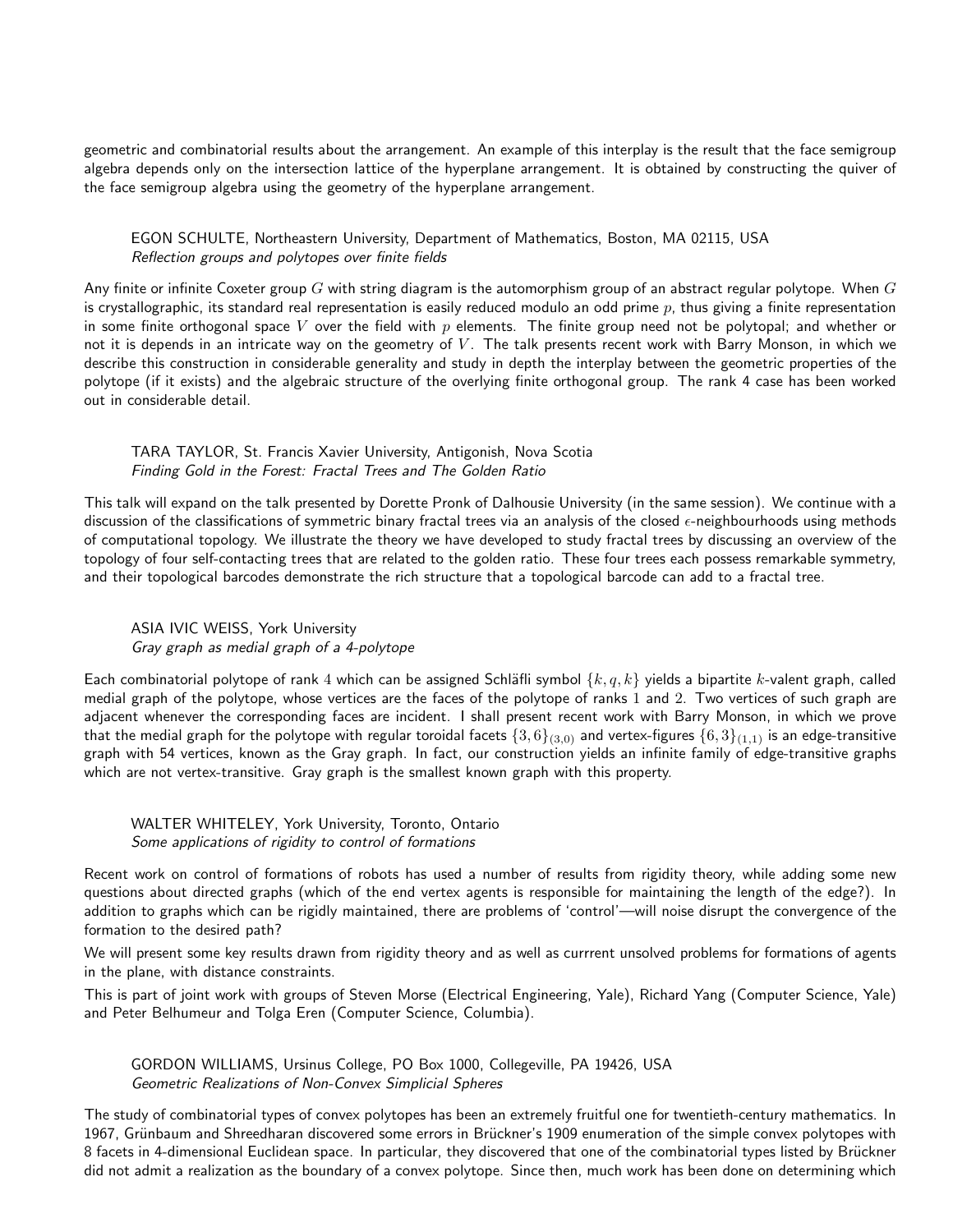geometric and combinatorial results about the arrangement. An example of this interplay is the result that the face semigroup algebra depends only on the intersection lattice of the hyperplane arrangement. It is obtained by constructing the quiver of the face semigroup algebra using the geometry of the hyperplane arrangement.

EGON SCHULTE, Northeastern University, Department of Mathematics, Boston, MA 02115, USA
*Reflection groups and polytopes over finite fields*

Any finite or infinite Coxeter group $G$ with string diagram is the automorphism group of an abstract regular polytope. When $G$ is crystallographic, its standard real representation is easily reduced modulo an odd prime $p$, thus giving a finite representation in some finite orthogonal space $V$ over the field with $p$ elements. The finite group need not be polytopal; and whether or not it is depends in an intricate way on the geometry of $V$. The talk presents recent work with Barry Monson, in which we describe this construction in considerable generality and study in depth the interplay between the geometric properties of the polytope (if it exists) and the algebraic structure of the overlying finite orthogonal group. The rank 4 case has been worked out in considerable detail.

TARA TAYLOR, St. Francis Xavier University, Antigonish, Nova Scotia
*Finding Gold in the Forest: Fractal Trees and The Golden Ratio*

This talk will expand on the talk presented by Dorette Pronk of Dalhousie University (in the same session). We continue with a discussion of the classifications of symmetric binary fractal trees via an analysis of the closed $\epsilon$-neighbourhoods using methods of computational topology. We illustrate the theory we have developed to study fractal trees by discussing an overview of the topology of four self-contacting trees that are related to the golden ratio. These four trees each possess remarkable symmetry, and their topological barcodes demonstrate the rich structure that a topological barcode can add to a fractal tree.

ASIA IVIC WEISS, York University
*Gray graph as medial graph of a 4-polytope*

Each combinatorial polytope of rank $4$ which can be assigned Schläfli symbol $\{k, q, k\}$ yields a bipartite $k$-valent graph, called medial graph of the polytope, whose vertices are the faces of the polytope of ranks $1$ and $2$. Two vertices of such graph are adjacent whenever the corresponding faces are incident. I shall present recent work with Barry Monson, in which we prove that the medial graph for the polytope with regular toroidal facets $\{3,6\}_{(3,0)}$ and vertex-figures $\{6,3\}_{(1,1)}$ is an edge-transitive graph with 54 vertices, known as the Gray graph. In fact, our construction yields an infinite family of edge-transitive graphs which are not vertex-transitive. Gray graph is the smallest known graph with this property.

WALTER WHITELEY, York University, Toronto, Ontario
*Some applications of rigidity to control of formations*

Recent work on control of formations of robots has used a number of results from rigidity theory, while adding some new questions about directed graphs (which of the end vertex agents is responsible for maintaining the length of the edge?). In addition to graphs which can be rigidly maintained, there are problems of 'control'—will noise disrupt the convergence of the formation to the desired path?

We will present some key results drawn from rigidity theory and as well as currrent unsolved problems for formations of agents in the plane, with distance constraints.

This is part of joint work with groups of Steven Morse (Electrical Engineering, Yale), Richard Yang (Computer Science, Yale) and Peter Belhumeur and Tolga Eren (Computer Science, Columbia).

GORDON WILLIAMS, Ursinus College, PO Box 1000, Collegeville, PA 19426, USA
*Geometric Realizations of Non-Convex Simplicial Spheres*

The study of combinatorial types of convex polytopes has been an extremely fruitful one for twentieth-century mathematics. In 1967, Grünbaum and Shreedharan discovered some errors in Brückner's 1909 enumeration of the simple convex polytopes with 8 facets in 4-dimensional Euclidean space. In particular, they discovered that one of the combinatorial types listed by Brückner did not admit a realization as the boundary of a convex polytope. Since then, much work has been done on determining which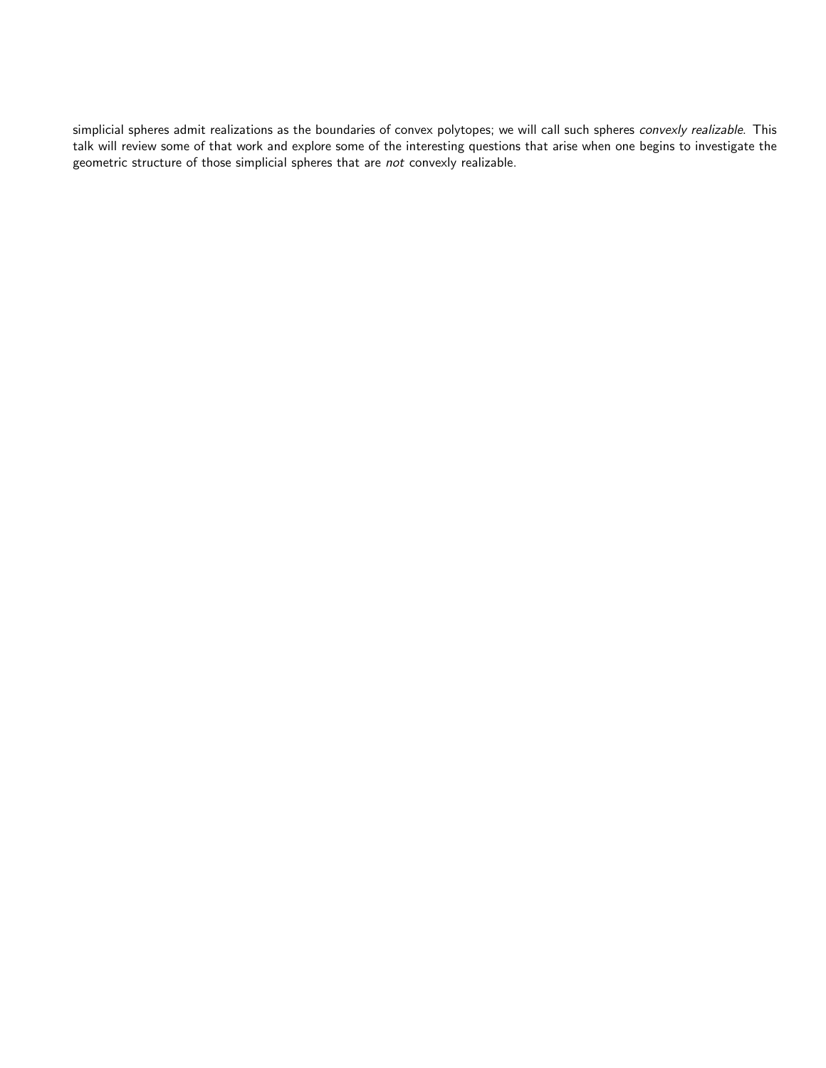simplicial spheres admit realizations as the boundaries of convex polytopes; we will call such spheres *convexly realizable*. This talk will review some of that work and explore some of the interesting questions that arise when one begins to investigate the geometric structure of those simplicial spheres that are *not* convexly realizable.